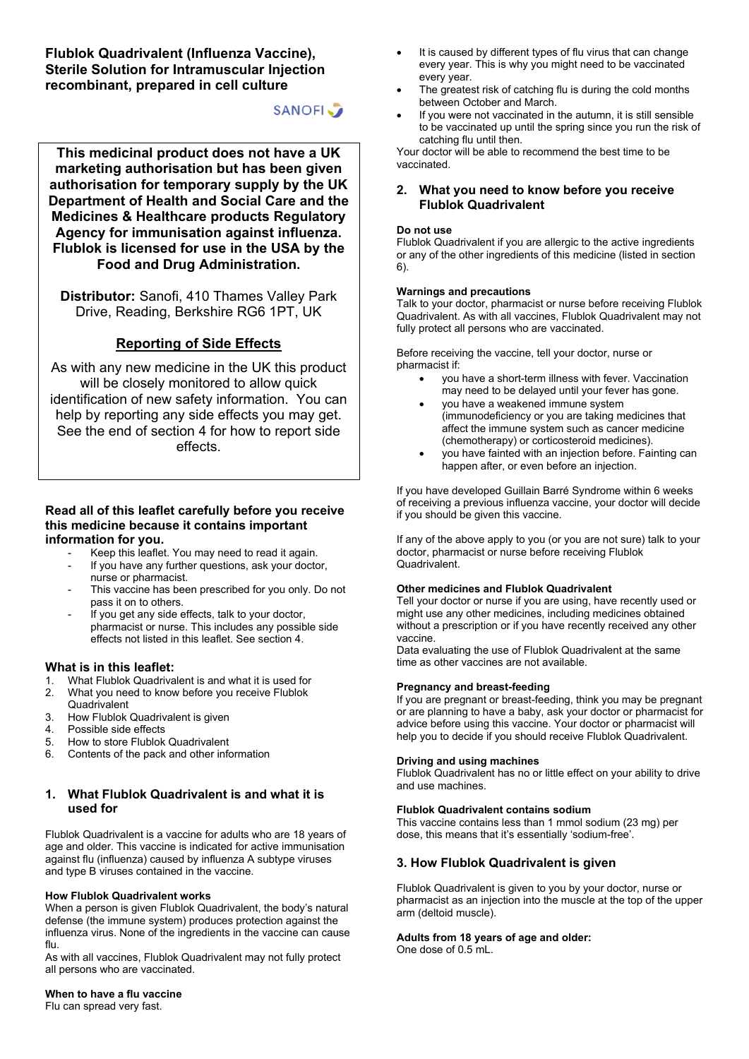# Flublok Quadrivalent (Influenza Vaccine), Sterile Solution for Intramuscular Injection recombinant, prepared in cell culture

SANOFI

**This medicinal product does not have a UK marketing authorisation but has been given authorisation for temporary supply by the UK Department of Health and Social Care and the Medicines & Healthcare products Regulatory Agency for immunisation against influenza. Flublok is licensed for use in the USA by the Food and Drug Administration.**

**Distributor:** Sanofi, 410 Thames Valley Park Drive, Reading, Berkshire RG6 1PT, UK

**Reporting of Side Effects**

As with any new medicine in the UK this product will be closely monitored to allow quick identification of new safety information. You can help by reporting any side effects you may get. See the end of section 4 for how to report side effects.

**Read all of this leaflet carefully before you receive this medicine because it contains important information for you.**

- Keep this leaflet. You may need to read it again.
- If you have any further questions, ask your doctor, nurse or pharmacist.
- This vaccine has been prescribed for you only. Do not pass it on to others.
- If you get any side effects, talk to your doctor, pharmacist or nurse. This includes any possible side effects not listed in this leaflet. See section 4.

### What is in this leaflet:

1. What Flublok Quadrivalent is and what it is used for
2. What you need to know before you receive Flublok Quadrivalent
3. How Flublok Quadrivalent is given
4. Possible side effects
5. How to store Flublok Quadrivalent
6. Contents of the pack and other information

## 1. What Flublok Quadrivalent is and what it is used for

Flublok Quadrivalent is a vaccine for adults who are 18 years of age and older. This vaccine is indicated for active immunisation against flu (influenza) caused by influenza A subtype viruses and type B viruses contained in the vaccine.

**How Flublok Quadrivalent works**

When a person is given Flublok Quadrivalent, the body's natural defense (the immune system) produces protection against the influenza virus. None of the ingredients in the vaccine can cause flu.

As with all vaccines, Flublok Quadrivalent may not fully protect all persons who are vaccinated.

**When to have a flu vaccine**

Flu can spread very fast.

- It is caused by different types of flu virus that can change every year. This is why you might need to be vaccinated every year.
- The greatest risk of catching flu is during the cold months between October and March.
- If you were not vaccinated in the autumn, it is still sensible to be vaccinated up until the spring since you run the risk of catching flu until then.

Your doctor will be able to recommend the best time to be vaccinated.

## 2. What you need to know before you receive Flublok Quadrivalent

**Do not use**

Flublok Quadrivalent if you are allergic to the active ingredients or any of the other ingredients of this medicine (listed in section 6).

**Warnings and precautions**

Talk to your doctor, pharmacist or nurse before receiving Flublok Quadrivalent. As with all vaccines, Flublok Quadrivalent may not fully protect all persons who are vaccinated.

Before receiving the vaccine, tell your doctor, nurse or pharmacist if:

- you have a short-term illness with fever. Vaccination may need to be delayed until your fever has gone.
- you have a weakened immune system (immunodeficiency or you are taking medicines that affect the immune system such as cancer medicine (chemotherapy) or corticosteroid medicines).
- you have fainted with an injection before. Fainting can happen after, or even before an injection.

If you have developed Guillain Barré Syndrome within 6 weeks of receiving a previous influenza vaccine, your doctor will decide if you should be given this vaccine.

If any of the above apply to you (or you are not sure) talk to your doctor, pharmacist or nurse before receiving Flublok Quadrivalent.

**Other medicines and Flublok Quadrivalent**

Tell your doctor or nurse if you are using, have recently used or might use any other medicines, including medicines obtained without a prescription or if you have recently received any other vaccine.

Data evaluating the use of Flublok Quadrivalent at the same time as other vaccines are not available.

**Pregnancy and breast-feeding**

If you are pregnant or breast-feeding, think you may be pregnant or are planning to have a baby, ask your doctor or pharmacist for advice before using this vaccine. Your doctor or pharmacist will help you to decide if you should receive Flublok Quadrivalent.

**Driving and using machines**

Flublok Quadrivalent has no or little effect on your ability to drive and use machines.

**Flublok Quadrivalent contains sodium**

This vaccine contains less than 1 mmol sodium (23 mg) per dose, this means that it's essentially 'sodium-free'.

## 3. How Flublok Quadrivalent is given

Flublok Quadrivalent is given to you by your doctor, nurse or pharmacist as an injection into the muscle at the top of the upper arm (deltoid muscle).

**Adults from 18 years of age and older:**

One dose of 0.5 mL.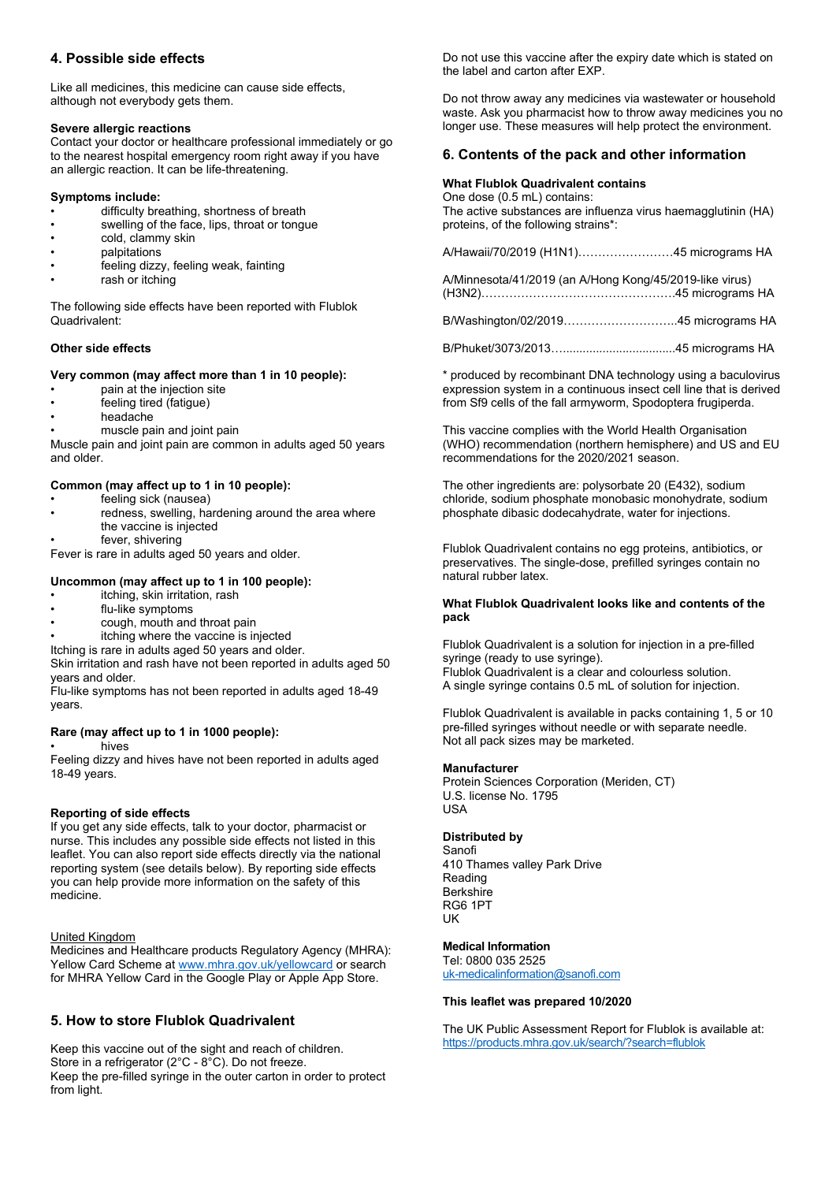## 4. Possible side effects

Like all medicines, this medicine can cause side effects, although not everybody gets them.

**Severe allergic reactions**
Contact your doctor or healthcare professional immediately or go to the nearest hospital emergency room right away if you have an allergic reaction. It can be life-threatening.

**Symptoms include:**

- difficulty breathing, shortness of breath
- swelling of the face, lips, throat or tongue
- cold, clammy skin
- palpitations
- feeling dizzy, feeling weak, fainting
- rash or itching

The following side effects have been reported with Flublok Quadrivalent:

**Other side effects**

**Very common (may affect more than 1 in 10 people):**

- pain at the injection site
- feeling tired (fatigue)
- headache
- muscle pain and joint pain

Muscle pain and joint pain are common in adults aged 50 years and older.

**Common (may affect up to 1 in 10 people):**

- feeling sick (nausea)
- redness, swelling, hardening around the area where the vaccine is injected
- fever, shivering

Fever is rare in adults aged 50 years and older.

**Uncommon (may affect up to 1 in 100 people):**

- itching, skin irritation, rash
- flu-like symptoms
- cough, mouth and throat pain
- itching where the vaccine is injected

Itching is rare in adults aged 50 years and older.
Skin irritation and rash have not been reported in adults aged 50 years and older.
Flu-like symptoms has not been reported in adults aged 18-49 years.

**Rare (may affect up to 1 in 1000 people):**

- hives

Feeling dizzy and hives have not been reported in adults aged 18-49 years.

**Reporting of side effects**
If you get any side effects, talk to your doctor, pharmacist or nurse. This includes any possible side effects not listed in this leaflet. You can also report side effects directly via the national reporting system (see details below). By reporting side effects you can help provide more information on the safety of this medicine.

United Kingdom
Medicines and Healthcare products Regulatory Agency (MHRA): Yellow Card Scheme at www.mhra.gov.uk/yellowcard or search for MHRA Yellow Card in the Google Play or Apple App Store.

## 5. How to store Flublok Quadrivalent

Keep this vaccine out of the sight and reach of children.
Store in a refrigerator (2°C - 8°C). Do not freeze.
Keep the pre-filled syringe in the outer carton in order to protect from light.

Do not use this vaccine after the expiry date which is stated on the label and carton after EXP.

Do not throw away any medicines via wastewater or household waste. Ask you pharmacist how to throw away medicines you no longer use. These measures will help protect the environment.

## 6. Contents of the pack and other information

**What Flublok Quadrivalent contains**
One dose (0.5 mL) contains:
The active substances are influenza virus haemagglutinin (HA) proteins, of the following strains*:

A/Hawaii/70/2019 (H1N1)……………………45 micrograms HA

A/Minnesota/41/2019 (an A/Hong Kong/45/2019-like virus) (H3N2)…………………………………………45 micrograms HA

B/Washington/02/2019………………………..45 micrograms HA

B/Phuket/3073/2013…...................................45 micrograms HA

* produced by recombinant DNA technology using a baculovirus expression system in a continuous insect cell line that is derived from Sf9 cells of the fall armyworm, Spodoptera frugiperda.

This vaccine complies with the World Health Organisation (WHO) recommendation (northern hemisphere) and US and EU recommendations for the 2020/2021 season.

The other ingredients are: polysorbate 20 (E432), sodium chloride, sodium phosphate monobasic monohydrate, sodium phosphate dibasic dodecahydrate, water for injections.

Flublok Quadrivalent contains no egg proteins, antibiotics, or preservatives. The single-dose, prefilled syringes contain no natural rubber latex.

**What Flublok Quadrivalent looks like and contents of the pack**

Flublok Quadrivalent is a solution for injection in a pre-filled syringe (ready to use syringe).
Flublok Quadrivalent is a clear and colourless solution.
A single syringe contains 0.5 mL of solution for injection.

Flublok Quadrivalent is available in packs containing 1, 5 or 10 pre-filled syringes without needle or with separate needle.
Not all pack sizes may be marketed.

**Manufacturer**
Protein Sciences Corporation (Meriden, CT)
U.S. license No. 1795
USA

**Distributed by**
Sanofi
410 Thames valley Park Drive
Reading
Berkshire
RG6 1PT
UK

**Medical Information**
Tel: 0800 035 2525
uk-medicalinformation@sanofi.com

**This leaflet was prepared 10/2020**

The UK Public Assessment Report for Flublok is available at: https://products.mhra.gov.uk/search/?search=flublok